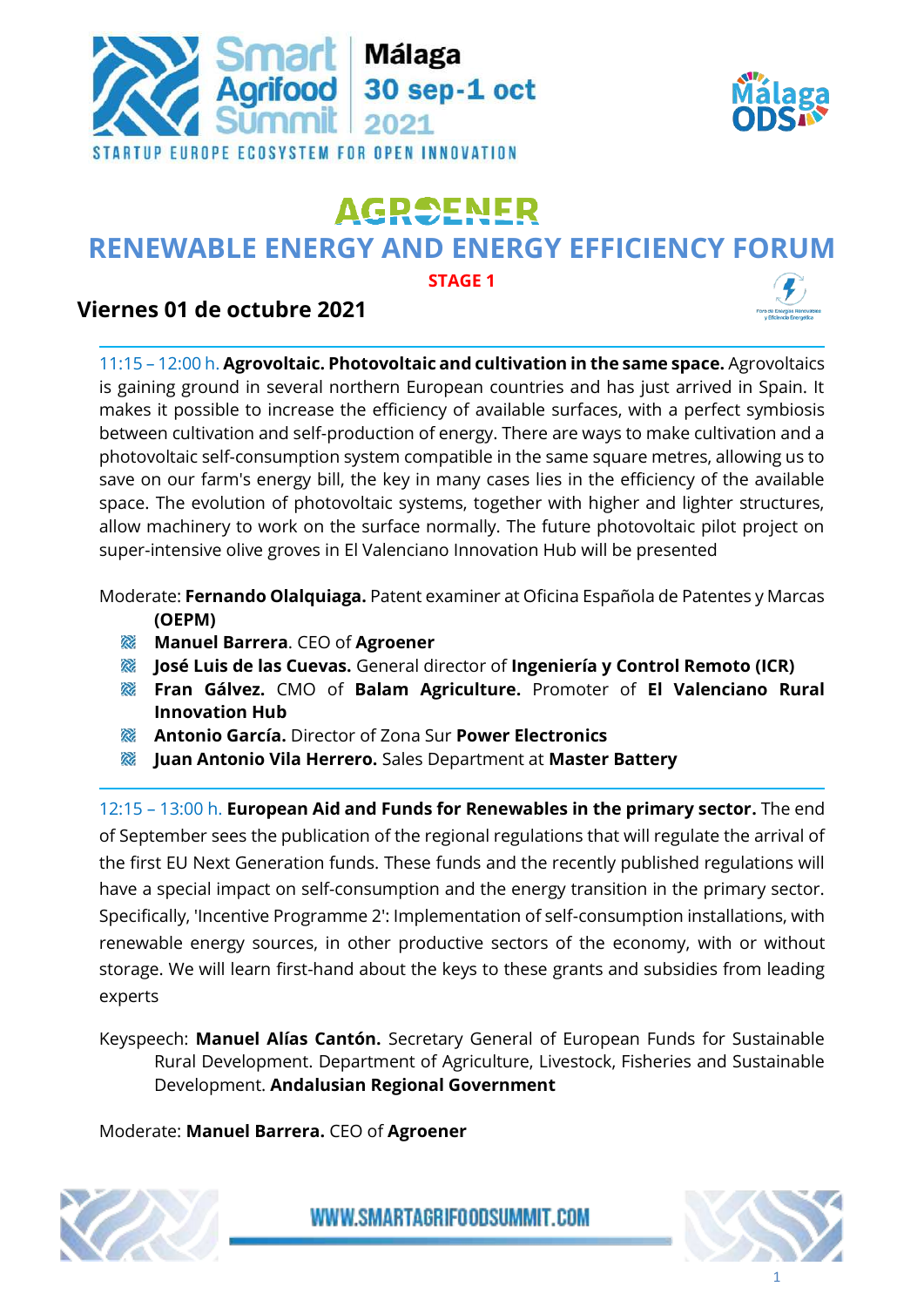Smart Agrifood Summit | Málaga 30 sep-1 oct 2021

STARTUP EUROPE ECOSYSTEM FOR OPEN INNOVATION

Málaga ODS

# AGROENER

## RENEWABLE ENERGY AND ENERGY EFFICIENCY FORUM

**STAGE 1**

### Viernes 01 de octubre 2021

11:15 – 12:00 h. **Agrovoltaic. Photovoltaic and cultivation in the same space.** Agrovoltaics is gaining ground in several northern European countries and has just arrived in Spain. It makes it possible to increase the efficiency of available surfaces, with a perfect symbiosis between cultivation and self-production of energy. There are ways to make cultivation and a photovoltaic self-consumption system compatible in the same square metres, allowing us to save on our farm's energy bill, the key in many cases lies in the efficiency of the available space. The evolution of photovoltaic systems, together with higher and lighter structures, allow machinery to work on the surface normally. The future photovoltaic pilot project on super-intensive olive groves in El Valenciano Innovation Hub will be presented

Moderate: **Fernando Olalquiaga.** Patent examiner at Oficina Española de Patentes y Marcas **(OEPM)**

- **Manuel Barrera**. CEO of **Agroener**
- **José Luis de las Cuevas.** General director of **Ingeniería y Control Remoto (ICR)**
- **Fran Gálvez.** CMO of **Balam Agriculture.** Promoter of **El Valenciano Rural Innovation Hub**
- **Antonio García.** Director of Zona Sur **Power Electronics**
- **Juan Antonio Vila Herrero.** Sales Department at **Master Battery**

12:15 – 13:00 h. **European Aid and Funds for Renewables in the primary sector.** The end of September sees the publication of the regional regulations that will regulate the arrival of the first EU Next Generation funds. These funds and the recently published regulations will have a special impact on self-consumption and the energy transition in the primary sector. Specifically, 'Incentive Programme 2': Implementation of self-consumption installations, with renewable energy sources, in other productive sectors of the economy, with or without storage. We will learn first-hand about the keys to these grants and subsidies from leading experts

Keyspeech: **Manuel Alías Cantón.** Secretary General of European Funds for Sustainable Rural Development. Department of Agriculture, Livestock, Fisheries and Sustainable Development. **Andalusian Regional Government**

Moderate: **Manuel Barrera.** CEO of **Agroener**

WWW.SMARTAGRIFOODSUMMIT.COM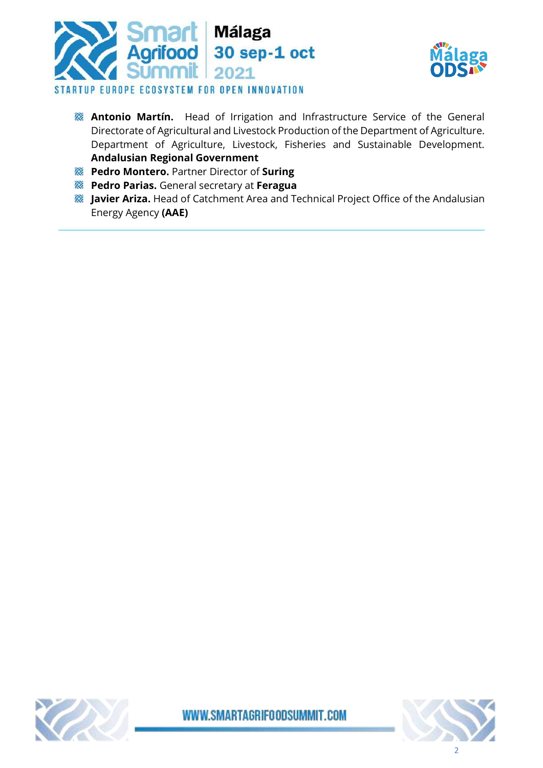- **Antonio Martín.** Head of Irrigation and Infrastructure Service of the General Directorate of Agricultural and Livestock Production of the Department of Agriculture. Department of Agriculture, Livestock, Fisheries and Sustainable Development. **Andalusian Regional Government**
- **Pedro Montero.** Partner Director of **Suring**
- **Pedro Parias.** General secretary at **Feragua**
- **Javier Ariza.** Head of Catchment Area and Technical Project Office of the Andalusian Energy Agency **(AAE)**

---